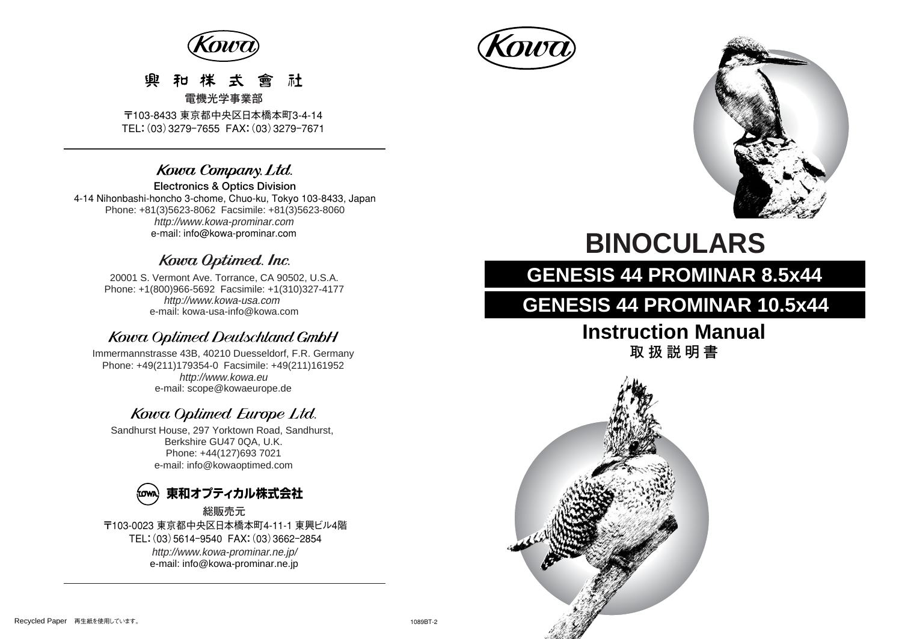Kowa

興和株式會社

電機光学事業部

〒103-8433 東京都中央区日本橋本町3-4-14
TEL:(03)3279-7655 FAX:(03)3279-7671

---

## Kowa Company, Ltd.

**Electronics & Optics Division**
4-14 Nihonbashi-honcho 3-chome, Chuo-ku, Tokyo 103-8433, Japan
Phone: +81(3)5623-8062 Facsimile: +81(3)5623-8060
*http://www.kowa-prominar.com*
e-mail: info@kowa-prominar.com

## Kowa Optimed, Inc.

20001 S. Vermont Ave. Torrance, CA 90502, U.S.A.
Phone: +1(800)966-5692 Facsimile: +1(310)327-4177
*http://www.kowa-usa.com*
e-mail: kowa-usa-info@kowa.com

## Kowa Optimed Deutschland GmbH

Immermannstrasse 43B, 40210 Duesseldorf, F.R. Germany
Phone: +49(211)179354-0 Facsimile: +49(211)161952
*http://www.kowa.eu*
e-mail: scope@kowaeurope.de

## Kowa Optimed Europe Ltd.

Sandhurst House, 297 Yorktown Road, Sandhurst,
Berkshire GU47 0QA, U.K.
Phone: +44(127)693 7021
e-mail: info@kowaoptimed.com

## 東和オプティカル株式会社

総販売元
〒103-0023 東京都中央区日本橋本町4-11-1 東興ビル4階
TEL:(03)5614-9540 FAX:(03)3662-2854
*http://www.kowa-prominar.ne.jp/*
e-mail: info@kowa-prominar.ne.jp

---

Recycled Paper 再生紙を使用しています。

1089BT-2

Kowa

# BINOCULARS

## GENESIS 44 PROMINAR 8.5x44

## GENESIS 44 PROMINAR 10.5x44

## Instruction Manual

取扱説明書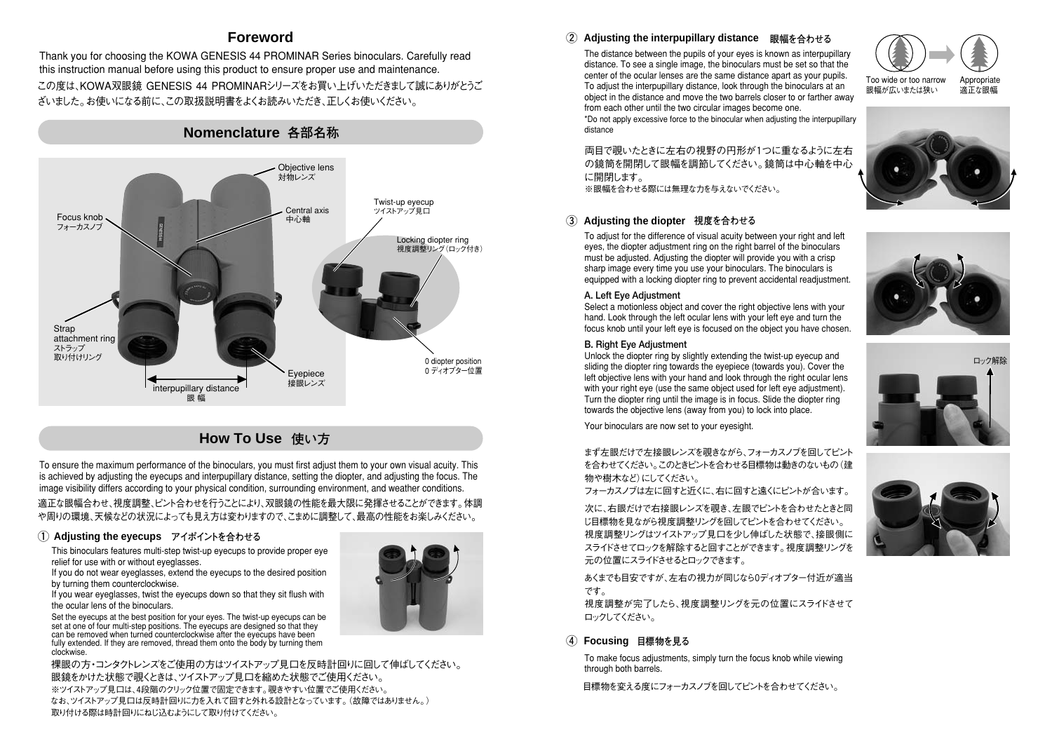# Foreword

Thank you for choosing the KOWA GENESIS 44 PROMINAR Series binoculars. Carefully read this instruction manual before using this product to ensure proper use and maintenance.

この度は、KOWA双眼鏡 GENESIS 44 PROMINARシリーズをお買い上げいただきまして誠にありがとうございました。お使いになる前に、この取扱説明書をよくお読みいただき、正しくお使いください。

## Nomenclature 各部名称

- Objective lens 対物レンズ
- Focus knob フォーカスノブ
- Central axis 中心軸
- Twist-up eyecup ツイストアップ見口
- Locking diopter ring 視度調整リング（ロック付き）
- Strap attachment ring ストラップ取り付けリング
- 0 diopter position 0 ディオプター位置
- Eyepiece 接眼レンズ
- interpupillary distance 眼幅

## How To Use 使い方

To ensure the maximum performance of the binoculars, you must first adjust them to your own visual acuity. This is achieved by adjusting the eyecups and interpupillary distance, setting the diopter, and adjusting the focus. The image visibility differs according to your physical condition, surrounding environment, and weather conditions.

適正な眼幅合わせ、視度調整、ピント合わせを行うことにより、双眼鏡の性能を最大限に発揮させることができます。体調や周りの環境、天候などの状況によっても見え方は変わりますので、こまめに調整して、最高の性能をお楽しみください。

### ① Adjusting the eyecups アイポイントを合わせる

This binoculars features multi-step twist-up eyecups to provide proper eye relief for use with or without eyeglasses.

If you do not wear eyeglasses, extend the eyecups to the desired position by turning them counterclockwise.

If you wear eyeglasses, twist the eyecups down so that they sit flush with the ocular lens of the binoculars.

Set the eyecups at the best position for your eyes. The twist-up eyecups can be set at one of four multi-step positions. The eyecups are designed so that they can be removed when turned counterclockwise after the eyecups have been fully extended. If they are removed, thread them onto the body by turning them clockwise.

裸眼の方・コンタクトレンズをご使用の方はツイストアップ見口を反時計回りに回して伸ばしてください。

眼鏡をかけた状態で覗くときは、ツイストアップ見口を縮めた状態でご使用ください。

※ツイストアップ見口は、4段階のクリック位置で固定できます。覗きやすい位置でご使用ください。

なお、ツイストアップ見口は反時計回りに力を入れて回すと外れる設計となっています。（故障ではありません。）

取り付ける際は時計回りにねじ込むようにして取り付けてください。

### ② Adjusting the interpupillary distance 眼幅を合わせる

The distance between the pupils of your eyes is known as interpupillary distance. To see a single image, the binoculars must be set so that the center of the ocular lenses are the same distance apart as your pupils. To adjust the interpupillary distance, look through the binoculars at an object in the distance and move the two barrels closer to or farther away from each other until the two circular images become one.

*Do not apply excessive force to the binocular when adjusting the interpupillary distance

両目で覗いたときに左右の視野の円形が1つに重なるように左右の鏡筒を開閉して眼幅を調節してください。鏡筒は中心軸を中心に開閉します。

※眼幅を合わせる際には無理な力を与えないでください。

Too wide or too narrow 眼幅が広いまたは狭い

Appropriate 適正な眼幅

### ③ Adjusting the diopter 視度を合わせる

To adjust for the difference of visual acuity between your right and left eyes, the diopter adjustment ring on the right barrel of the binoculars must be adjusted. Adjusting the diopter will provide you with a crisp sharp image every time you use your binoculars. The binoculars is equipped with a locking diopter ring to prevent accidental readjustment.

**A. Left Eye Adjustment**

Select a motionless object and cover the right objective lens with your hand. Look through the left ocular lens with your left eye and turn the focus knob until your left eye is focused on the object you have chosen.

**B. Right Eye Adjustment**

Unlock the diopter ring by slightly extending the twist-up eyecup and sliding the diopter ring towards the eyepiece (towards you). Cover the left objective lens with your hand and look through the right ocular lens with your right eye (use the same object used for left eye adjustment). Turn the diopter ring until the image is in focus. Slide the diopter ring towards the objective lens (away from you) to lock into place.

Your binoculars are now set to your eyesight.

まず左眼だけで左接眼レンズを覗きながら、フォーカスノブを回してピントを合わせてください。このときピントを合わせる目標物は動きのないもの（建物や樹木など）にしてください。

フォーカスノブは左に回すと近くに、右に回すと遠くにピントが合います。

次に、右眼だけで右接眼レンズを覗き、左眼でピントを合わせたときと同じ目標物を見ながら視度調整リングを回してピントを合わせてください。視度調整リングはツイストアップ見口を少し伸ばした状態で、接眼側にスライドさせてロックを解除すると回すことができます。視度調整リングを元の位置にスライドさせるとロックできます。

あくまでも目安ですが、左右の視力が同じなら0ディオプター付近が適当です。

視度調整が完了したら、視度調整リングを元の位置にスライドさせてロックしてください。

ロック解除

### ④ Focusing 目標物を見る

To make focus adjustments, simply turn the focus knob while viewing through both barrels.

目標物を変える度にフォーカスノブを回してピントを合わせてください。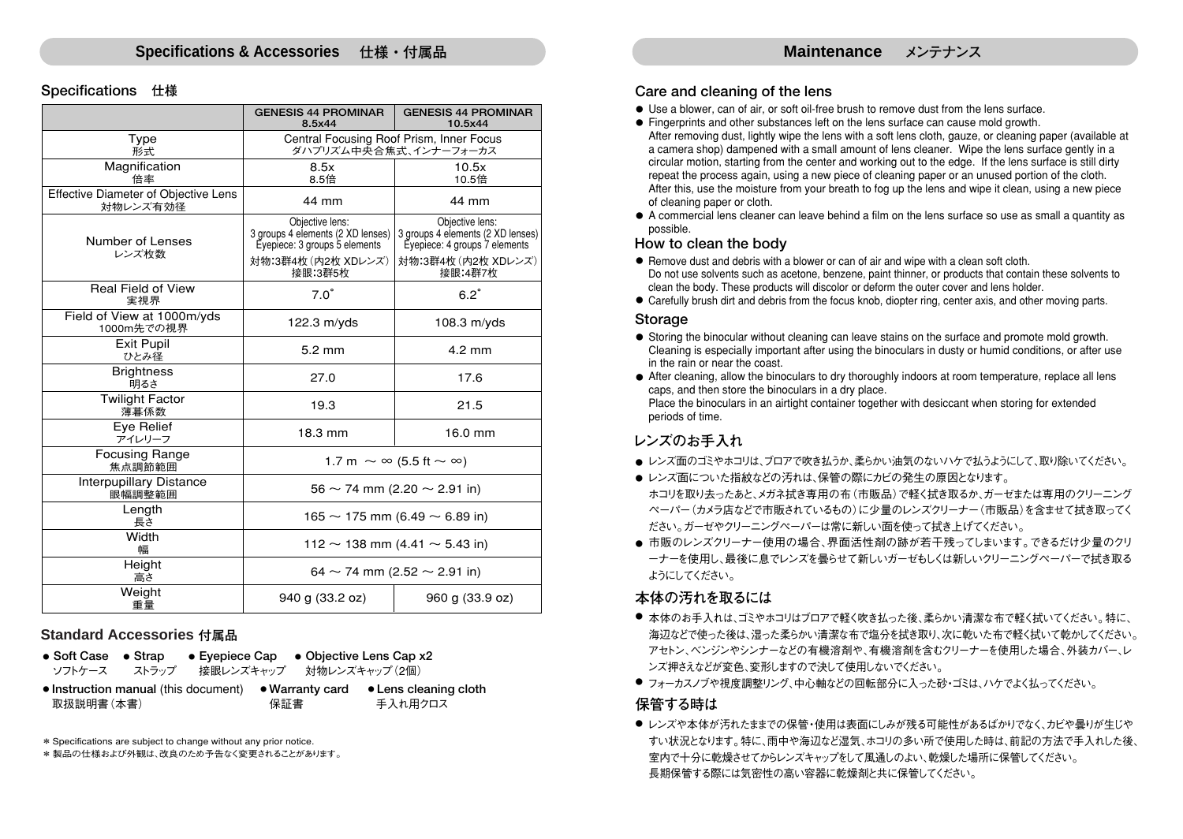## Specifications & Accessories 仕様・付属品

### Specifications 仕様

| | GENESIS 44 PROMINAR 8.5x44 | GENESIS 44 PROMINAR 10.5x44 |
|---|---|---|
| Type 形式 | Central Focusing Roof Prism, Inner Focus ダハプリズム中央合焦式、インナーフォーカス | |
| Magnification 倍率 | 8.5x 8.5倍 | 10.5x 10.5倍 |
| Effective Diameter of Objective Lens 対物レンズ有効径 | 44 mm | 44 mm |
| Number of Lenses レンズ枚数 | Objective lens: 3 groups 4 elements (2 XD lenses) Eyepiece: 3 groups 5 elements 対物:3群4枚（内2枚 XDレンズ） 接眼:3群5枚 | Objective lens: 3 groups 4 elements (2 XD lenses) Eyepiece: 4 groups 7 elements 対物:3群4枚（内2枚 XDレンズ） 接眼:4群7枚 |
| Real Field of View 実視界 | 7.0˚ | 6.2˚ |
| Field of View at 1000m/yds 1000m先での視界 | 122.3 m/yds | 108.3 m/yds |
| Exit Pupil ひとみ径 | 5.2 mm | 4.2 mm |
| Brightness 明るさ | 27.0 | 17.6 |
| Twilight Factor 薄暮係数 | 19.3 | 21.5 |
| Eye Relief アイレリーフ | 18.3 mm | 16.0 mm |
| Focusing Range 焦点調節範囲 | 1.7 m ～ ∞ (5.5 ft ～ ∞) | |
| Interpupillary Distance 眼幅調整範囲 | 56 ～ 74 mm (2.20 ～ 2.91 in) | |
| Length 長さ | 165 ～ 175 mm (6.49 ～ 6.89 in) | |
| Width 幅 | 112 ～ 138 mm (4.41 ～ 5.43 in) | |
| Height 高さ | 64 ～ 74 mm (2.52 ～ 2.91 in) | |
| Weight 重量 | 940 g (33.2 oz) | 960 g (33.9 oz) |

### Standard Accessories 付属品

- **Soft Case** ソフトケース
- **Strap** ストラップ
- **Eyepiece Cap** 接眼レンズキャップ
- **Objective Lens Cap x2** 対物レンズキャップ（2個）
- **Instruction manual** (this document) 取扱説明書（本書）
- **Warranty card** 保証書
- **Lens cleaning cloth** 手入れ用クロス

* Specifications are subject to change without any prior notice.
* 製品の仕様および外観は、改良のため予告なく変更されることがあります。

## Maintenance メンテナンス

### Care and cleaning of the lens

- Use a blower, can of air, or soft oil-free brush to remove dust from the lens surface.
- Fingerprints and other substances left on the lens surface can cause mold growth. After removing dust, lightly wipe the lens with a soft lens cloth, gauze, or cleaning paper (available at a camera shop) dampened with a small amount of lens cleaner. Wipe the lens surface gently in a circular motion, starting from the center and working out to the edge. If the lens surface is still dirty repeat the process again, using a new piece of cleaning paper or an unused portion of the cloth. After this, use the moisture from your breath to fog up the lens and wipe it clean, using a new piece of cleaning paper or cloth.
- A commercial lens cleaner can leave behind a film on the lens surface so use as small a quantity as possible.

### How to clean the body

- Remove dust and debris with a blower or can of air and wipe with a clean soft cloth. Do not use solvents such as acetone, benzene, paint thinner, or products that contain these solvents to clean the body. These products will discolor or deform the outer cover and lens holder.
- Carefully brush dirt and debris from the focus knob, diopter ring, center axis, and other moving parts.

### Storage

- Storing the binocular without cleaning can leave stains on the surface and promote mold growth. Cleaning is especially important after using the binoculars in dusty or humid conditions, or after use in the rain or near the coast.
- After cleaning, allow the binoculars to dry thoroughly indoors at room temperature, replace all lens caps, and then store the binoculars in a dry place. Place the binoculars in an airtight container together with desiccant when storing for extended periods of time.

### レンズのお手入れ

- レンズ面のゴミやホコリは、ブロアで吹き払うか、柔らかい油気のないハケで払うようにして、取り除いてください。
- レンズ面についた指紋などの汚れは、保管の際にカビの発生の原因となります。ホコリを取り去ったあと、メガネ拭き専用の布（市販品）で軽く拭き取るか、ガーゼまたは専用のクリーニングペーパー（カメラ店などで市販されているもの）に少量のレンズクリーナー（市販品）を含ませて拭き取ってください。ガーゼやクリーニングペーパーは常に新しい面を使って拭き上げてください。
- 市販のレンズクリーナー使用の場合、界面活性剤の跡が若干残ってしまいます。できるだけ少量のクリーナーを使用し、最後に息でレンズを曇らせて新しいガーゼもしくは新しいクリーニングペーパーで拭き取るようにしてください。

### 本体の汚れを取るには

- 本体のお手入れは、ゴミやホコリはブロアで軽く吹き払った後、柔らかい清潔な布で軽く拭いてください。特に、海辺などで使った後は、湿った柔らかい清潔な布で塩分を拭き取り、次に乾いた布で軽く拭いて乾かしてください。アセトン、ベンジンやシンナーなどの有機溶剤や、有機溶剤を含むクリーナーを使用した場合、外装カバー、レンズ押さえなどが変色、変形しますので決して使用しないでください。
- フォーカスノブや視度調整リング、中心軸などの回転部分に入った砂・ゴミは、ハケでよく払ってください。

### 保管する時は

- レンズや本体が汚れたままでの保管・使用は表面にしみが残る可能性があるばかりでなく、カビや曇りが生じやすい状況となります。特に、雨中や海辺など湿気、ホコリの多い所で使用した時は、前記の方法で手入れした後、室内で十分に乾燥させてからレンズキャップをして風通しのよい、乾燥した場所に保管してください。長期保管する際には気密性の高い容器に乾燥剤と共に保管してください。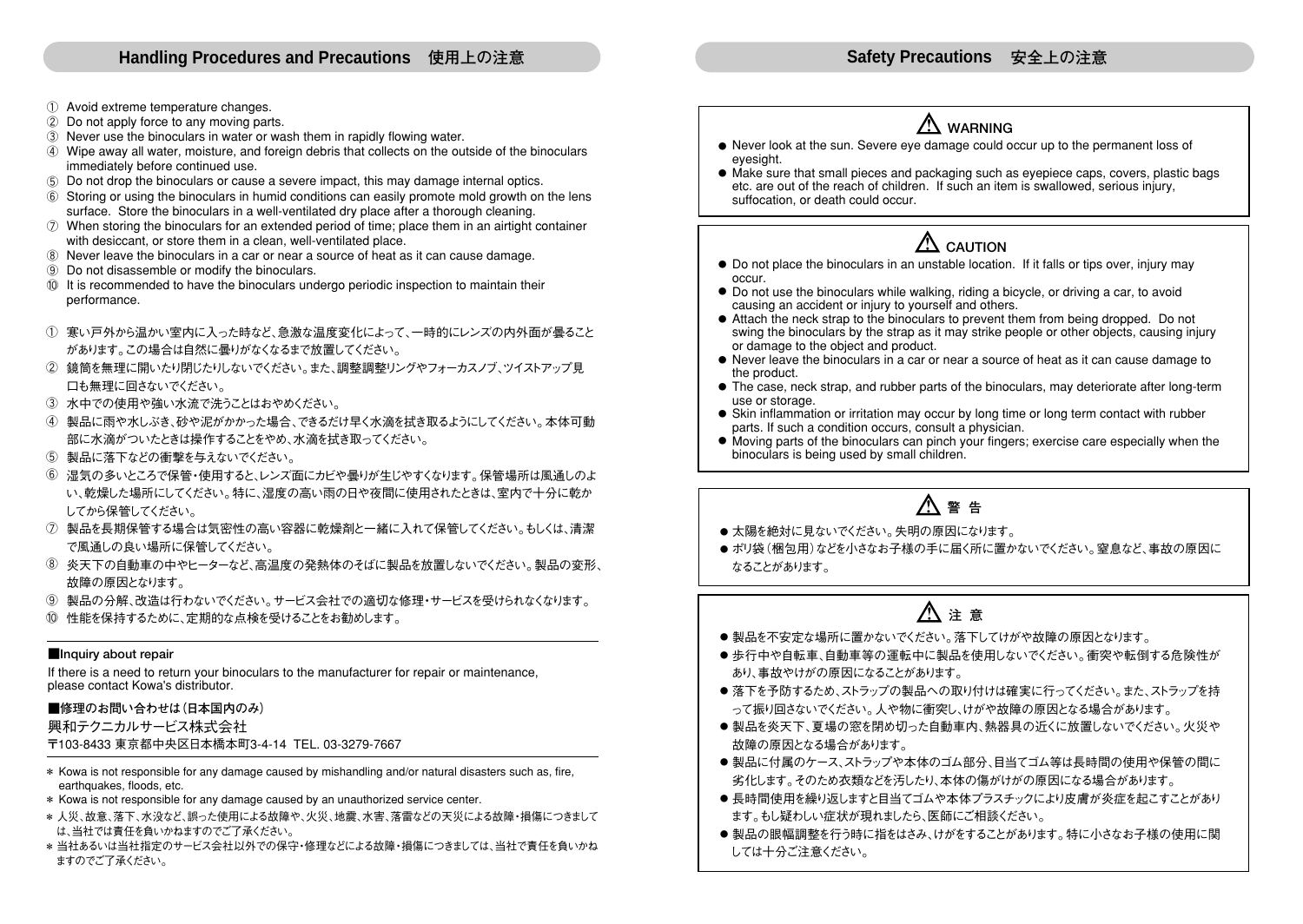## Handling Procedures and Precautions　使用上の注意

① Avoid extreme temperature changes.
② Do not apply force to any moving parts.
③ Never use the binoculars in water or wash them in rapidly flowing water.
④ Wipe away all water, moisture, and foreign debris that collects on the outside of the binoculars immediately before continued use.
⑤ Do not drop the binoculars or cause a severe impact, this may damage internal optics.
⑥ Storing or using the binoculars in humid conditions can easily promote mold growth on the lens surface. Store the binoculars in a well-ventilated dry place after a thorough cleaning.
⑦ When storing the binoculars for an extended period of time; place them in an airtight container with desiccant, or store them in a clean, well-ventilated place.
⑧ Never leave the binoculars in a car or near a source of heat as it can cause damage.
⑨ Do not disassemble or modify the binoculars.
⑩ It is recommended to have the binoculars undergo periodic inspection to maintain their performance.

① 寒い戸外から温かい室内に入った時など、急激な温度変化によって、一時的にレンズの内外面が曇ることがあります。この場合は自然に曇りがなくなるまで放置してください。
② 鏡筒を無理に開いたり閉じたりしないでください。また、調整調整リングやフォーカスノブ、ツイストアップ見口も無理に回さないでください。
③ 水中での使用や強い水流で洗うことはおやめください。
④ 製品に雨や水しぶき、砂や泥がかかった場合、できるだけ早く水滴を拭き取るようにしてください。本体可動部に水滴がついたときは操作することをやめ、水滴を拭き取ってください。
⑤ 製品に落下などの衝撃を与えないでください。
⑥ 湿気の多いところで保管・使用すると、レンズ面にカビや曇りが生じやすくなります。保管場所は風通しのよい、乾燥した場所にしてください。特に、湿度の高い雨の日や夜間に使用されたときは、室内で十分に乾かしてから保管してください。
⑦ 製品を長期保管する場合は気密性の高い容器に乾燥剤と一緒に入れて保管してください。もしくは、清潔で風通しの良い場所に保管してください。
⑧ 炎天下の自動車の中やヒーターなど、高温度の発熱体のそばに製品を放置しないでください。製品の変形、故障の原因となります。
⑨ 製品の分解、改造は行わないでください。サービス会社での適切な修理・サービスを受けられなくなります。
⑩ 性能を保持するために、定期的な点検を受けることをお勧めします。

**■Inquiry about repair**

If there is a need to return your binoculars to the manufacturer for repair or maintenance, please contact Kowa's distributor.

**■修理のお問い合わせは（日本国内のみ）**

興和テクニカルサービス株式会社
〒103-8433 東京都中央区日本橋本町3-4-14 TEL. 03-3279-7667

* Kowa is not responsible for any damage caused by mishandling and/or natural disasters such as, fire, earthquakes, floods, etc.
* Kowa is not responsible for any damage caused by an unauthorized service center.
* 人災、故意、落下、水没など、誤った使用による故障や、火災、地震、水害、落雷などの天災による故障・損傷につきましては、当社では責任を負いかねますのでご了承ください。
* 当社あるいは当社指定のサービス会社以外での保守・修理などによる故障・損傷につきましては、当社で責任を負いかねますのでご了承ください。

## Safety Precautions　安全上の注意

### ⚠ WARNING

- Never look at the sun. Severe eye damage could occur up to the permanent loss of eyesight.
- Make sure that small pieces and packaging such as eyepiece caps, covers, plastic bags etc. are out of the reach of children. If such an item is swallowed, serious injury, suffocation, or death could occur.

### ⚠ CAUTION

- Do not place the binoculars in an unstable location. If it falls or tips over, injury may occur.
- Do not use the binoculars while walking, riding a bicycle, or driving a car, to avoid causing an accident or injury to yourself and others.
- Attach the neck strap to the binoculars to prevent them from being dropped. Do not swing the binoculars by the strap as it may strike people or other objects, causing injury or damage to the object and product.
- Never leave the binoculars in a car or near a source of heat as it can cause damage to the product.
- The case, neck strap, and rubber parts of the binoculars, may deteriorate after long-term use or storage.
- Skin inflammation or irritation may occur by long time or long term contact with rubber parts. If such a condition occurs, consult a physician.
- Moving parts of the binoculars can pinch your fingers; exercise care especially when the binoculars is being used by small children.

### ⚠ 警 告

- 太陽を絶対に見ないでください。失明の原因になります。
- ポリ袋（梱包用）などを小さなお子様の手に届く所に置かないでください。窒息など、事故の原因になることがあります。

### ⚠ 注 意

- 製品を不安定な場所に置かないでください。落下してけがや故障の原因となります。
- 歩行中や自転車、自動車等の運転中に製品を使用しないでください。衝突や転倒する危険性があり、事故やけがの原因になることがあります。
- 落下を予防するため、ストラップの製品への取り付けは確実に行ってください。また、ストラップを持って振り回さないでください。人や物に衝突し、けがや故障の原因となる場合があります。
- 製品を炎天下、夏場の窓を閉め切った自動車内、熱器具の近くに放置しないでください。火災や故障の原因となる場合があります。
- 製品に付属のケース、ストラップや本体のゴム部分、目当てゴム等は長時間の使用や保管の間に劣化します。そのため衣類などを汚したり、本体の傷がけがの原因になる場合があります。
- 長時間使用を繰り返しますと目当てゴムや本体プラスチックにより皮膚が炎症を起こすことがあります。もし疑わしい症状が現れましたら、医師にご相談ください。
- 製品の眼幅調整を行う時に指をはさみ、けがをすることがあります。特に小さなお子様の使用に関しては十分ご注意ください。